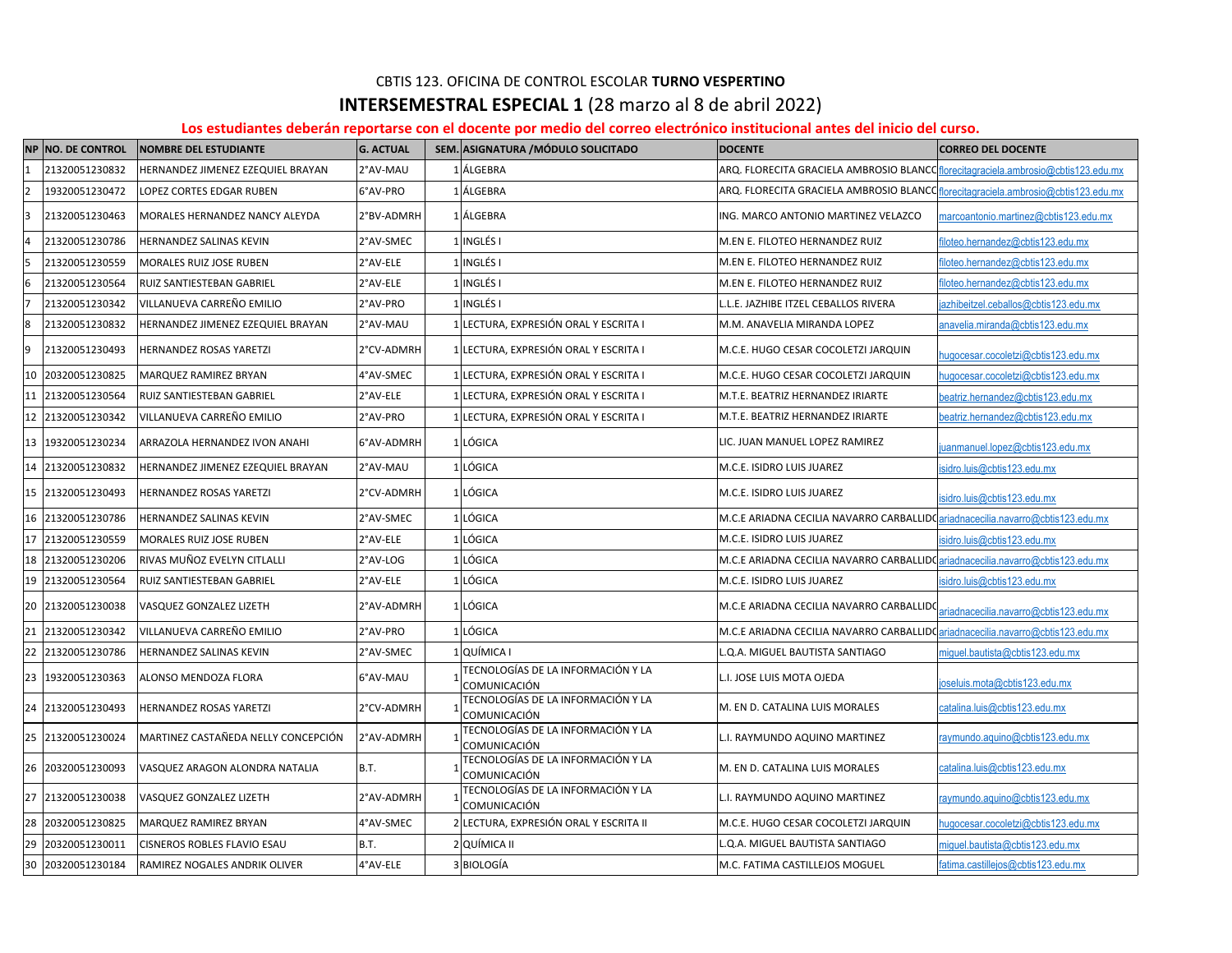CBTIS 123. OFICINA DE CONTROL ESCOLAR **TURNO VESPERTINO**

## **INTERSEMESTRAL ESPECIAL 1** (28 marzo al 8 de abril 2022)

**Los estudiantes deberán reportarse con el docente por medio del correo electrónico institucional antes del inicio del curso.**

| NP | NO. DE CONTROL | NOMBRE DEL ESTUDIANTE | G. ACTUAL | SEM. | ASIGNATURA /MÓDULO SOLICITADO | DOCENTE | CORREO DEL DOCENTE |
|---|---|---|---|---|---|---|---|
| 1 | 21320051230832 | HERNANDEZ JIMENEZ EZEQUIEL BRAYAN | 2°AV-MAU | 1 | ÁLGEBRA | ARQ. FLORECITA GRACIELA AMBROSIO BLANCO | florecitagraciela.ambrosio@cbtis123.edu.mx |
| 2 | 19320051230472 | LOPEZ CORTES EDGAR RUBEN | 6°AV-PRO | 1 | ÁLGEBRA | ARQ. FLORECITA GRACIELA AMBROSIO BLANCO | florecitagraciela.ambrosio@cbtis123.edu.mx |
| 3 | 21320051230463 | MORALES HERNANDEZ NANCY ALEYDA | 2°BV-ADMRH | 1 | ÁLGEBRA | ING. MARCO ANTONIO MARTINEZ VELAZCO | marcoantonio.martinez@cbtis123.edu.mx |
| 4 | 21320051230786 | HERNANDEZ SALINAS KEVIN | 2°AV-SMEC | 1 | INGLÉS I | M.EN E. FILOTEO HERNANDEZ RUIZ | filoteo.hernandez@cbtis123.edu.mx |
| 5 | 21320051230559 | MORALES RUIZ JOSE RUBEN | 2°AV-ELE | 1 | INGLÉS I | M.EN E. FILOTEO HERNANDEZ RUIZ | filoteo.hernandez@cbtis123.edu.mx |
| 6 | 21320051230564 | RUIZ SANTIESTEBAN GABRIEL | 2°AV-ELE | 1 | INGLÉS I | M.EN E. FILOTEO HERNANDEZ RUIZ | filoteo.hernandez@cbtis123.edu.mx |
| 7 | 21320051230342 | VILLANUEVA CARREÑO EMILIO | 2°AV-PRO | 1 | INGLÉS I | L.L.E. JAZHIBE ITZEL CEBALLOS RIVERA | jazhibeitzel.ceballos@cbtis123.edu.mx |
| 8 | 21320051230832 | HERNANDEZ JIMENEZ EZEQUIEL BRAYAN | 2°AV-MAU | 1 | LECTURA, EXPRESIÓN ORAL Y ESCRITA I | M.M. ANAVELIA MIRANDA LOPEZ | anavelia.miranda@cbtis123.edu.mx |
| 9 | 21320051230493 | HERNANDEZ ROSAS YARETZI | 2°CV-ADMRH | 1 | LECTURA, EXPRESIÓN ORAL Y ESCRITA I | M.C.E. HUGO CESAR COCOLETZI JARQUIN | hugocesar.cocoletzi@cbtis123.edu.mx |
| 10 | 20320051230825 | MARQUEZ RAMIREZ BRYAN | 4°AV-SMEC | 1 | LECTURA, EXPRESIÓN ORAL Y ESCRITA I | M.C.E. HUGO CESAR COCOLETZI JARQUIN | hugocesar.cocoletzi@cbtis123.edu.mx |
| 11 | 21320051230564 | RUIZ SANTIESTEBAN GABRIEL | 2°AV-ELE | 1 | LECTURA, EXPRESIÓN ORAL Y ESCRITA I | M.T.E. BEATRIZ HERNANDEZ IRIARTE | beatriz.hernandez@cbtis123.edu.mx |
| 12 | 21320051230342 | VILLANUEVA CARREÑO EMILIO | 2°AV-PRO | 1 | LECTURA, EXPRESIÓN ORAL Y ESCRITA I | M.T.E. BEATRIZ HERNANDEZ IRIARTE | beatriz.hernandez@cbtis123.edu.mx |
| 13 | 19320051230234 | ARRAZOLA HERNANDEZ IVON ANAHI | 6°AV-ADMRH | 1 | LÓGICA | LIC. JUAN MANUEL LOPEZ RAMIREZ | juanmanuel.lopez@cbtis123.edu.mx |
| 14 | 21320051230832 | HERNANDEZ JIMENEZ EZEQUIEL BRAYAN | 2°AV-MAU | 1 | LÓGICA | M.C.E. ISIDRO LUIS JUAREZ | isidro.luis@cbtis123.edu.mx |
| 15 | 21320051230493 | HERNANDEZ ROSAS YARETZI | 2°CV-ADMRH | 1 | LÓGICA | M.C.E. ISIDRO LUIS JUAREZ | isidro.luis@cbtis123.edu.mx |
| 16 | 21320051230786 | HERNANDEZ SALINAS KEVIN | 2°AV-SMEC | 1 | LÓGICA | M.C.E ARIADNA CECILIA NAVARRO CARBALLIDO | ariadnacecilia.navarro@cbtis123.edu.mx |
| 17 | 21320051230559 | MORALES RUIZ JOSE RUBEN | 2°AV-ELE | 1 | LÓGICA | M.C.E. ISIDRO LUIS JUAREZ | isidro.luis@cbtis123.edu.mx |
| 18 | 21320051230206 | RIVAS MUÑOZ EVELYN CITLALLI | 2°AV-LOG | 1 | LÓGICA | M.C.E ARIADNA CECILIA NAVARRO CARBALLIDO | ariadnacecilia.navarro@cbtis123.edu.mx |
| 19 | 21320051230564 | RUIZ SANTIESTEBAN GABRIEL | 2°AV-ELE | 1 | LÓGICA | M.C.E. ISIDRO LUIS JUAREZ | isidro.luis@cbtis123.edu.mx |
| 20 | 21320051230038 | VASQUEZ GONZALEZ LIZETH | 2°AV-ADMRH | 1 | LÓGICA | M.C.E ARIADNA CECILIA NAVARRO CARBALLIDO | ariadnacecilia.navarro@cbtis123.edu.mx |
| 21 | 21320051230342 | VILLANUEVA CARREÑO EMILIO | 2°AV-PRO | 1 | LÓGICA | M.C.E ARIADNA CECILIA NAVARRO CARBALLIDO | ariadnacecilia.navarro@cbtis123.edu.mx |
| 22 | 21320051230786 | HERNANDEZ SALINAS KEVIN | 2°AV-SMEC | 1 | QUÍMICA I | L.Q.A. MIGUEL BAUTISTA SANTIAGO | miguel.bautista@cbtis123.edu.mx |
| 23 | 19320051230363 | ALONSO MENDOZA FLORA | 6°AV-MAU | 1 | TECNOLOGÍAS DE LA INFORMACIÓN Y LA COMUNICACIÓN | L.I. JOSE LUIS MOTA OJEDA | joseluis.mota@cbtis123.edu.mx |
| 24 | 21320051230493 | HERNANDEZ ROSAS YARETZI | 2°CV-ADMRH | 1 | TECNOLOGÍAS DE LA INFORMACIÓN Y LA COMUNICACIÓN | M. EN D. CATALINA LUIS MORALES | catalina.luis@cbtis123.edu.mx |
| 25 | 21320051230024 | MARTINEZ CASTAÑEDA NELLY CONCEPCIÓN | 2°AV-ADMRH | 1 | TECNOLOGÍAS DE LA INFORMACIÓN Y LA COMUNICACIÓN | L.I. RAYMUNDO AQUINO MARTINEZ | raymundo.aquino@cbtis123.edu.mx |
| 26 | 20320051230093 | VASQUEZ ARAGON ALONDRA NATALIA | B.T. | 1 | TECNOLOGÍAS DE LA INFORMACIÓN Y LA COMUNICACIÓN | M. EN D. CATALINA LUIS MORALES | catalina.luis@cbtis123.edu.mx |
| 27 | 21320051230038 | VASQUEZ GONZALEZ LIZETH | 2°AV-ADMRH | 1 | TECNOLOGÍAS DE LA INFORMACIÓN Y LA COMUNICACIÓN | L.I. RAYMUNDO AQUINO MARTINEZ | raymundo.aquino@cbtis123.edu.mx |
| 28 | 20320051230825 | MARQUEZ RAMIREZ BRYAN | 4°AV-SMEC | 2 | LECTURA, EXPRESIÓN ORAL Y ESCRITA II | M.C.E. HUGO CESAR COCOLETZI JARQUIN | hugocesar.cocoletzi@cbtis123.edu.mx |
| 29 | 20320051230011 | CISNEROS ROBLES FLAVIO ESAU | B.T. | 2 | QUÍMICA II | L.Q.A. MIGUEL BAUTISTA SANTIAGO | miguel.bautista@cbtis123.edu.mx |
| 30 | 20320051230184 | RAMIREZ NOGALES ANDRIK OLIVER | 4°AV-ELE | 3 | BIOLOGÍA | M.C. FATIMA CASTILLEJOS MOGUEL | fatima.castillejos@cbtis123.edu.mx |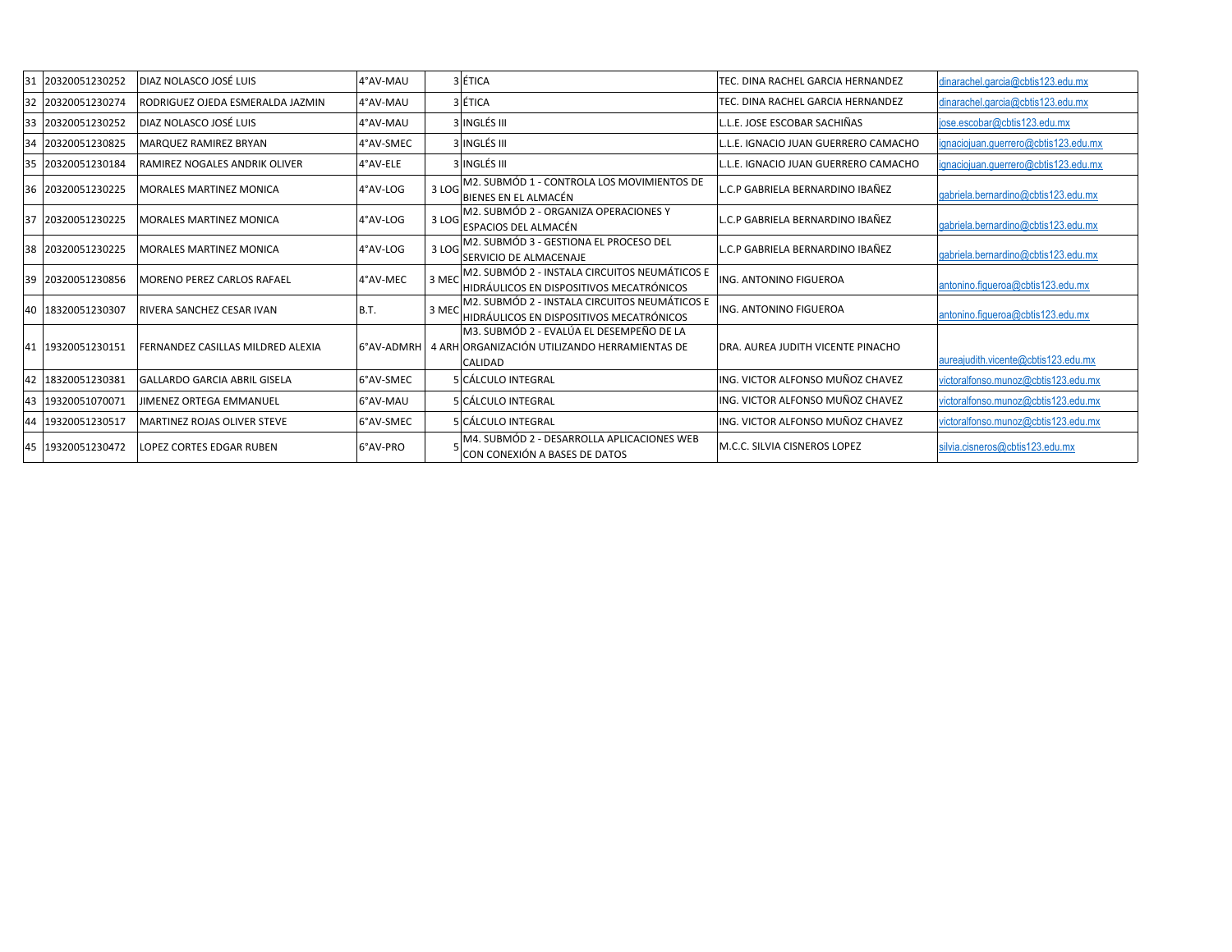| | | | | | | | |
|---|---|---|---|---|---|---|---|
| 31 | 20320051230252 | DIAZ NOLASCO JOSÉ LUIS | 4°AV-MAU | 3 | ÉTICA | TEC. DINA RACHEL GARCIA HERNANDEZ | dinarachel.garcia@cbtis123.edu.mx |
| 32 | 20320051230274 | RODRIGUEZ OJEDA ESMERALDA JAZMIN | 4°AV-MAU | 3 | ÉTICA | TEC. DINA RACHEL GARCIA HERNANDEZ | dinarachel.garcia@cbtis123.edu.mx |
| 33 | 20320051230252 | DIAZ NOLASCO JOSÉ LUIS | 4°AV-MAU | 3 | INGLÉS III | L.L.E. JOSE ESCOBAR SACHIÑAS | jose.escobar@cbtis123.edu.mx |
| 34 | 20320051230825 | MARQUEZ RAMIREZ BRYAN | 4°AV-SMEC | 3 | INGLÉS III | L.L.E. IGNACIO JUAN GUERRERO CAMACHO | ignaciojuan.guerrero@cbtis123.edu.mx |
| 35 | 20320051230184 | RAMIREZ NOGALES ANDRIK OLIVER | 4°AV-ELE | 3 | INGLÉS III | L.L.E. IGNACIO JUAN GUERRERO CAMACHO | ignaciojuan.guerrero@cbtis123.edu.mx |
| 36 | 20320051230225 | MORALES MARTINEZ MONICA | 4°AV-LOG | 3 LOG | M2. SUBMÓD 1 - CONTROLA LOS MOVIMIENTOS DE BIENES EN EL ALMACÉN | L.C.P GABRIELA BERNARDINO IBAÑEZ | gabriela.bernardino@cbtis123.edu.mx |
| 37 | 20320051230225 | MORALES MARTINEZ MONICA | 4°AV-LOG | 3 LOG | M2. SUBMÓD 2 - ORGANIZA OPERACIONES Y ESPACIOS DEL ALMACÉN | L.C.P GABRIELA BERNARDINO IBAÑEZ | gabriela.bernardino@cbtis123.edu.mx |
| 38 | 20320051230225 | MORALES MARTINEZ MONICA | 4°AV-LOG | 3 LOG | M2. SUBMÓD 3 - GESTIONA EL PROCESO DEL SERVICIO DE ALMACENAJE | L.C.P GABRIELA BERNARDINO IBAÑEZ | gabriela.bernardino@cbtis123.edu.mx |
| 39 | 20320051230856 | MORENO PEREZ CARLOS RAFAEL | 4°AV-MEC | 3 MEC | M2. SUBMÓD 2 - INSTALA CIRCUITOS NEUMÁTICOS E HIDRÁULICOS EN DISPOSITIVOS MECATRÓNICOS | ING. ANTONINO FIGUEROA | antonino.figueroa@cbtis123.edu.mx |
| 40 | 18320051230307 | RIVERA SANCHEZ CESAR IVAN | B.T. | 3 MEC | M2. SUBMÓD 2 - INSTALA CIRCUITOS NEUMÁTICOS E HIDRÁULICOS EN DISPOSITIVOS MECATRÓNICOS | ING. ANTONINO FIGUEROA | antonino.figueroa@cbtis123.edu.mx |
| 41 | 19320051230151 | FERNANDEZ CASILLAS MILDRED ALEXIA | 6°AV-ADMRH | 4 ARH | M3. SUBMÓD 2 - EVALÚA EL DESEMPEÑO DE LA ORGANIZACIÓN UTILIZANDO HERRAMIENTAS DE CALIDAD | DRA. AUREA JUDITH VICENTE PINACHO | aureajudith.vicente@cbtis123.edu.mx |
| 42 | 18320051230381 | GALLARDO GARCIA ABRIL GISELA | 6°AV-SMEC | 5 | CÁLCULO INTEGRAL | ING. VICTOR ALFONSO MUÑOZ CHAVEZ | victoralfonso.munoz@cbtis123.edu.mx |
| 43 | 19320051070071 | JIMENEZ ORTEGA EMMANUEL | 6°AV-MAU | 5 | CÁLCULO INTEGRAL | ING. VICTOR ALFONSO MUÑOZ CHAVEZ | victoralfonso.munoz@cbtis123.edu.mx |
| 44 | 19320051230517 | MARTINEZ ROJAS OLIVER STEVE | 6°AV-SMEC | 5 | CÁLCULO INTEGRAL | ING. VICTOR ALFONSO MUÑOZ CHAVEZ | victoralfonso.munoz@cbtis123.edu.mx |
| 45 | 19320051230472 | LOPEZ CORTES EDGAR RUBEN | 6°AV-PRO | 5 | M4. SUBMÓD 2 - DESARROLLA APLICACIONES WEB CON CONEXIÓN A BASES DE DATOS | M.C.C. SILVIA CISNEROS LOPEZ | silvia.cisneros@cbtis123.edu.mx |